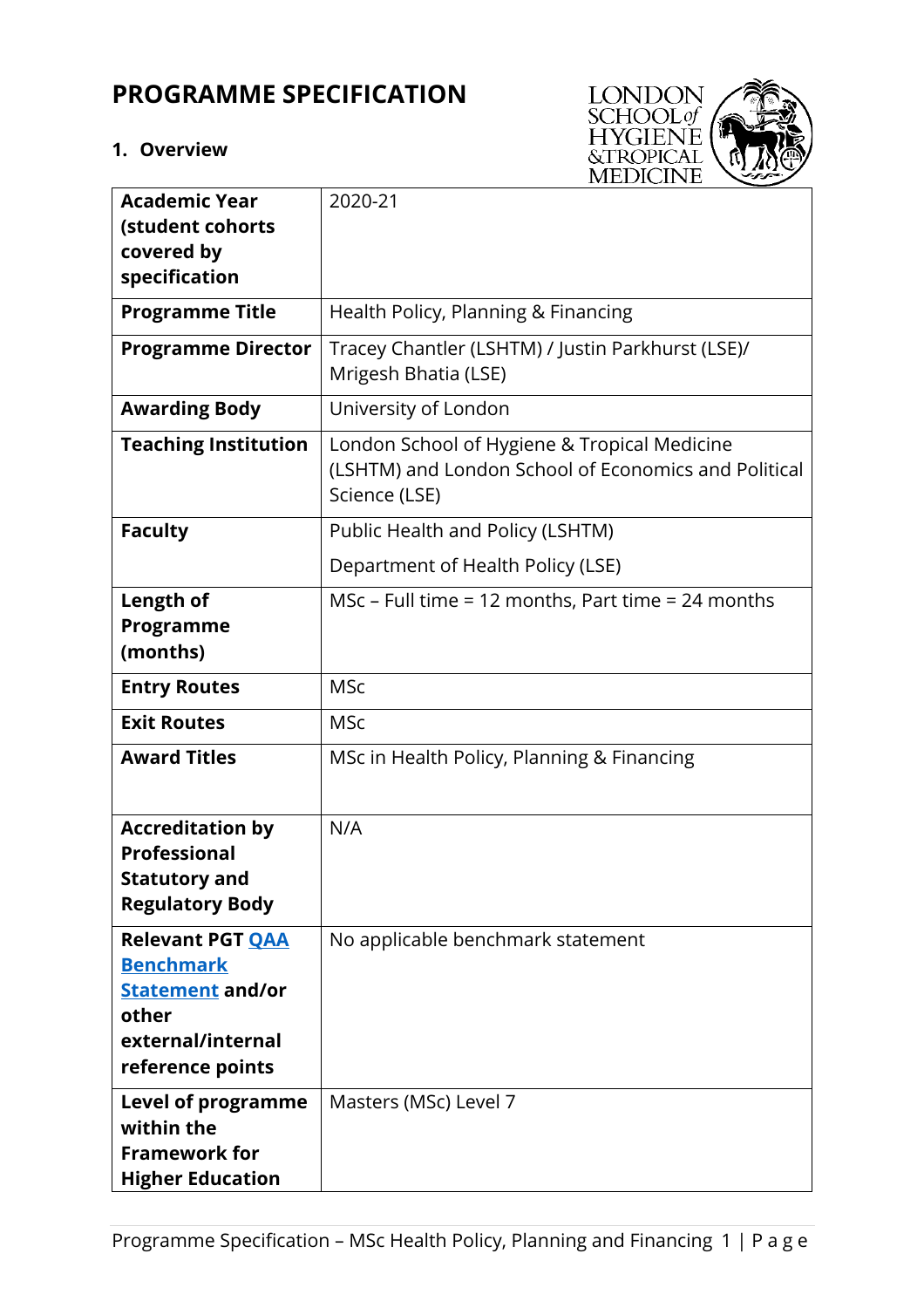# PROGRAMME SPECIFICATION

## 1. Overview

| **Academic Year (student cohorts covered by specification** | 2020-21 |
|---|---|
| **Programme Title** | Health Policy, Planning & Financing |
| **Programme Director** | Tracey Chantler (LSHTM) / Justin Parkhurst (LSE)/ Mrigesh Bhatia (LSE) |
| **Awarding Body** | University of London |
| **Teaching Institution** | London School of Hygiene & Tropical Medicine (LSHTM) and London School of Economics and Political Science (LSE) |
| **Faculty** | Public Health and Policy (LSHTM)<br>Department of Health Policy (LSE) |
| **Length of Programme (months)** | MSc – Full time = 12 months, Part time = 24 months |
| **Entry Routes** | MSc |
| **Exit Routes** | MSc |
| **Award Titles** | MSc in Health Policy, Planning & Financing |
| **Accreditation by Professional Statutory and Regulatory Body** | N/A |
| **Relevant PGT QAA Benchmark Statement and/or other external/internal reference points** | No applicable benchmark statement |
| **Level of programme within the Framework for Higher Education** | Masters (MSc) Level 7 |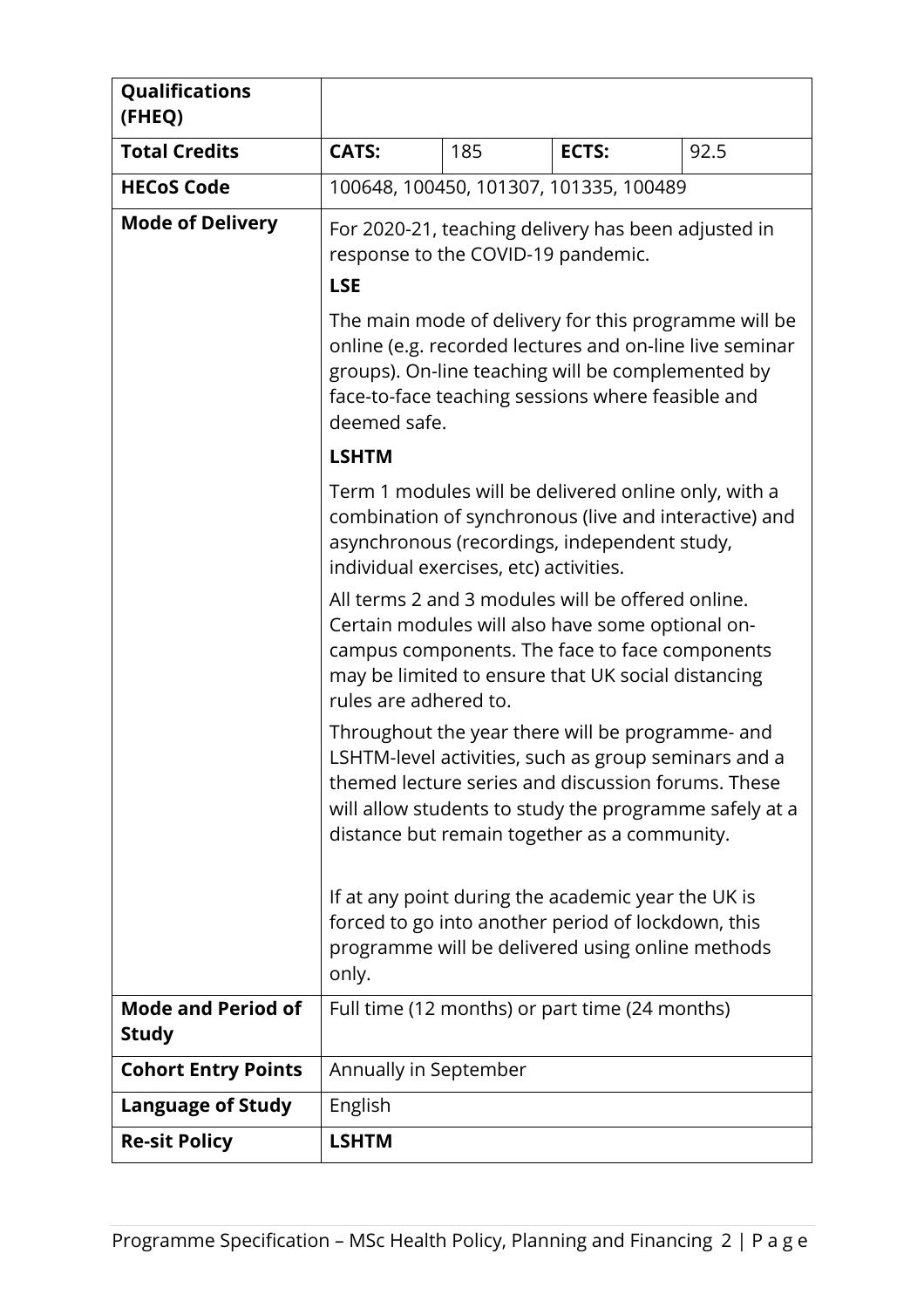| **Qualifications (FHEQ)** | | | | |
|---|---|---|---|---|
| **Total Credits** | **CATS:** | 185 | **ECTS:** | 92.5 |
| **HECoS Code** | 100648, 100450, 101307, 101335, 100489 | | | |
| **Mode of Delivery** | For 2020-21, teaching delivery has been adjusted in response to the COVID-19 pandemic.<br>**LSE**<br>The main mode of delivery for this programme will be online (e.g. recorded lectures and on-line live seminar groups). On-line teaching will be complemented by face-to-face teaching sessions where feasible and deemed safe.<br>**LSHTM**<br>Term 1 modules will be delivered online only, with a combination of synchronous (live and interactive) and asynchronous (recordings, independent study, individual exercises, etc) activities.<br>All terms 2 and 3 modules will be offered online. Certain modules will also have some optional on-campus components. The face to face components may be limited to ensure that UK social distancing rules are adhered to.<br>Throughout the year there will be programme- and LSHTM-level activities, such as group seminars and a themed lecture series and discussion forums. These will allow students to study the programme safely at a distance but remain together as a community.<br><br>If at any point during the academic year the UK is forced to go into another period of lockdown, this programme will be delivered using online methods only. | | | |
| **Mode and Period of Study** | Full time (12 months) or part time (24 months) | | | |
| **Cohort Entry Points** | Annually in September | | | |
| **Language of Study** | English | | | |
| **Re-sit Policy** | **LSHTM** | | | |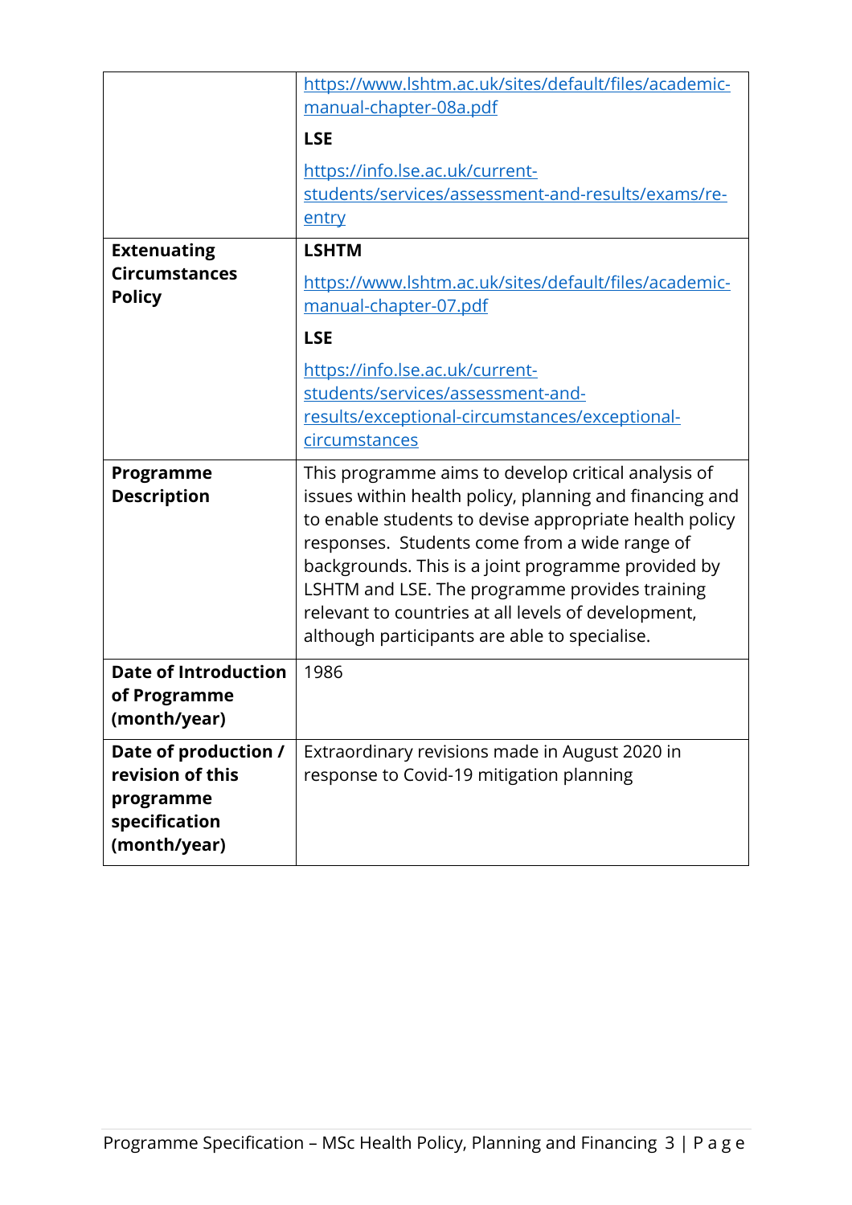| | |
|---|---|
| | https://www.lshtm.ac.uk/sites/default/files/academic-manual-chapter-08a.pdf<br>**LSE**<br>https://info.lse.ac.uk/current-students/services/assessment-and-results/exams/re-entry |
| **Extenuating Circumstances Policy** | **LSHTM**<br>https://www.lshtm.ac.uk/sites/default/files/academic-manual-chapter-07.pdf<br>**LSE**<br>https://info.lse.ac.uk/current-students/services/assessment-and-results/exceptional-circumstances/exceptional-circumstances |
| **Programme Description** | This programme aims to develop critical analysis of issues within health policy, planning and financing and to enable students to devise appropriate health policy responses. Students come from a wide range of backgrounds. This is a joint programme provided by LSHTM and LSE. The programme provides training relevant to countries at all levels of development, although participants are able to specialise. |
| **Date of Introduction of Programme (month/year)** | 1986 |
| **Date of production / revision of this programme specification (month/year)** | Extraordinary revisions made in August 2020 in response to Covid-19 mitigation planning |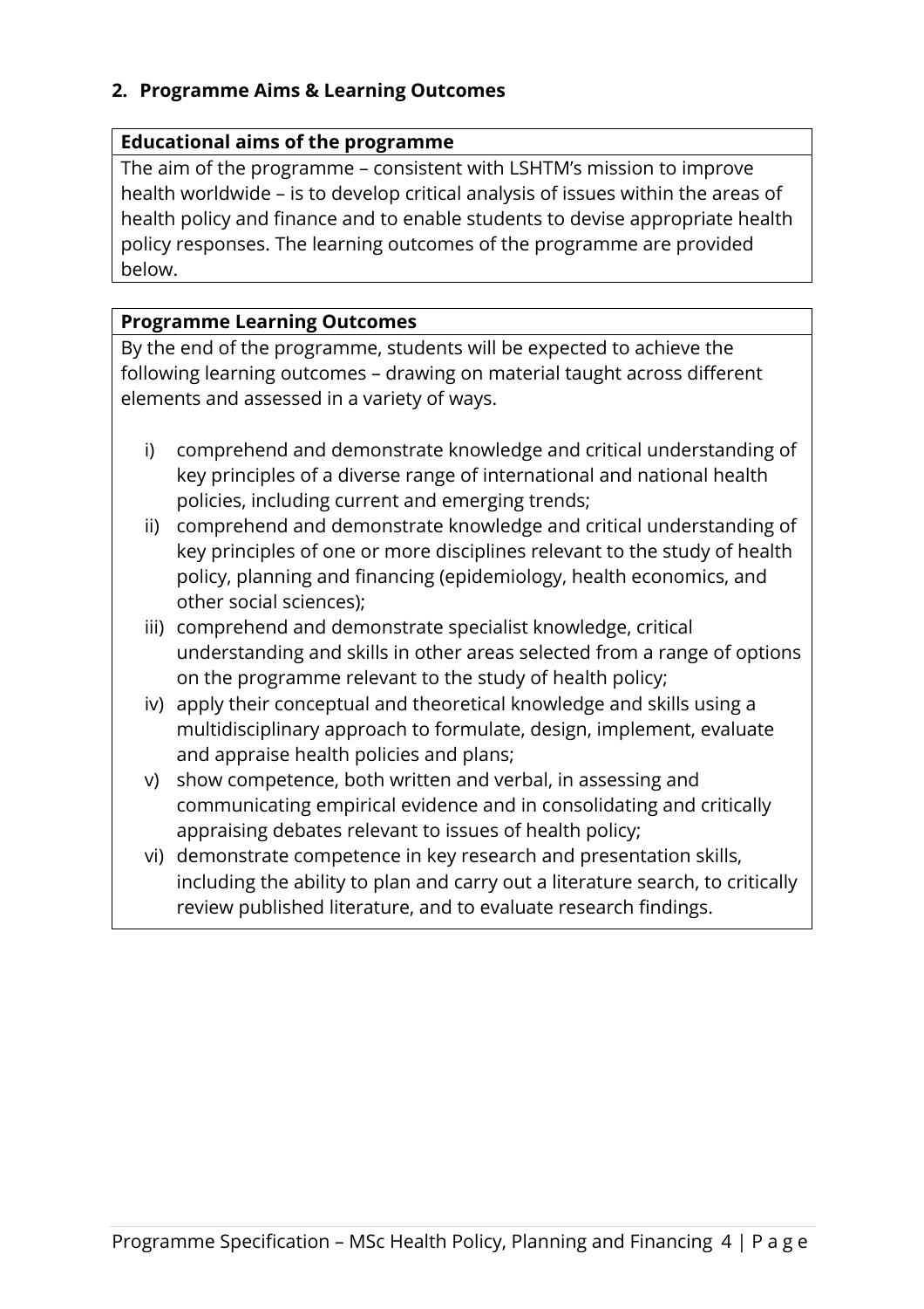## 2. Programme Aims & Learning Outcomes

**Educational aims of the programme**

The aim of the programme – consistent with LSHTM's mission to improve health worldwide – is to develop critical analysis of issues within the areas of health policy and finance and to enable students to devise appropriate health policy responses. The learning outcomes of the programme are provided below.

**Programme Learning Outcomes**

By the end of the programme, students will be expected to achieve the following learning outcomes – drawing on material taught across different elements and assessed in a variety of ways.

i) comprehend and demonstrate knowledge and critical understanding of key principles of a diverse range of international and national health policies, including current and emerging trends;
ii) comprehend and demonstrate knowledge and critical understanding of key principles of one or more disciplines relevant to the study of health policy, planning and financing (epidemiology, health economics, and other social sciences);
iii) comprehend and demonstrate specialist knowledge, critical understanding and skills in other areas selected from a range of options on the programme relevant to the study of health policy;
iv) apply their conceptual and theoretical knowledge and skills using a multidisciplinary approach to formulate, design, implement, evaluate and appraise health policies and plans;
v) show competence, both written and verbal, in assessing and communicating empirical evidence and in consolidating and critically appraising debates relevant to issues of health policy;
vi) demonstrate competence in key research and presentation skills, including the ability to plan and carry out a literature search, to critically review published literature, and to evaluate research findings.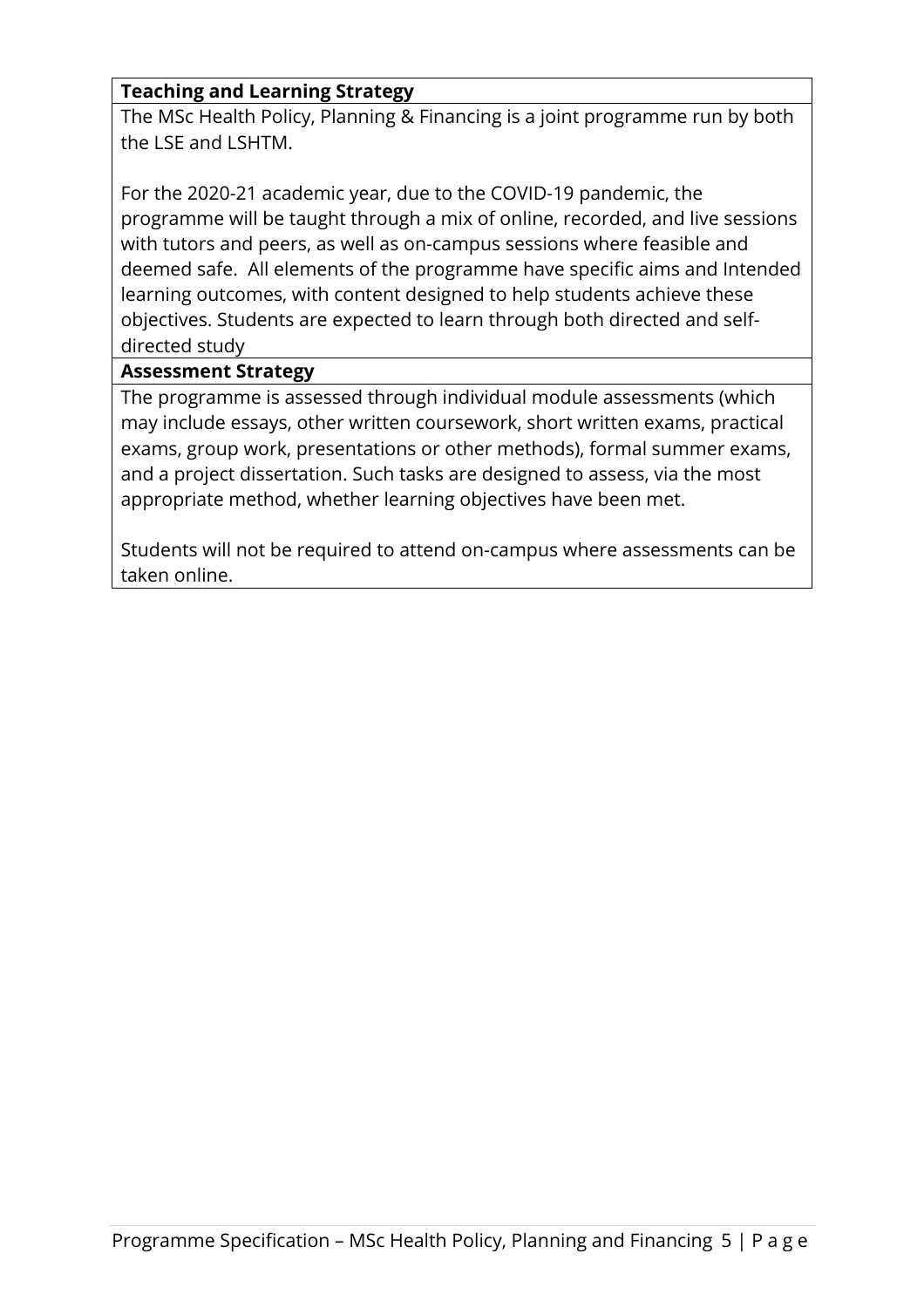**Teaching and Learning Strategy**

The MSc Health Policy, Planning & Financing is a joint programme run by both the LSE and LSHTM.

For the 2020-21 academic year, due to the COVID-19 pandemic, the programme will be taught through a mix of online, recorded, and live sessions with tutors and peers, as well as on-campus sessions where feasible and deemed safe. All elements of the programme have specific aims and Intended learning outcomes, with content designed to help students achieve these objectives. Students are expected to learn through both directed and self-directed study

**Assessment Strategy**

The programme is assessed through individual module assessments (which may include essays, other written coursework, short written exams, practical exams, group work, presentations or other methods), formal summer exams, and a project dissertation. Such tasks are designed to assess, via the most appropriate method, whether learning objectives have been met.

Students will not be required to attend on-campus where assessments can be taken online.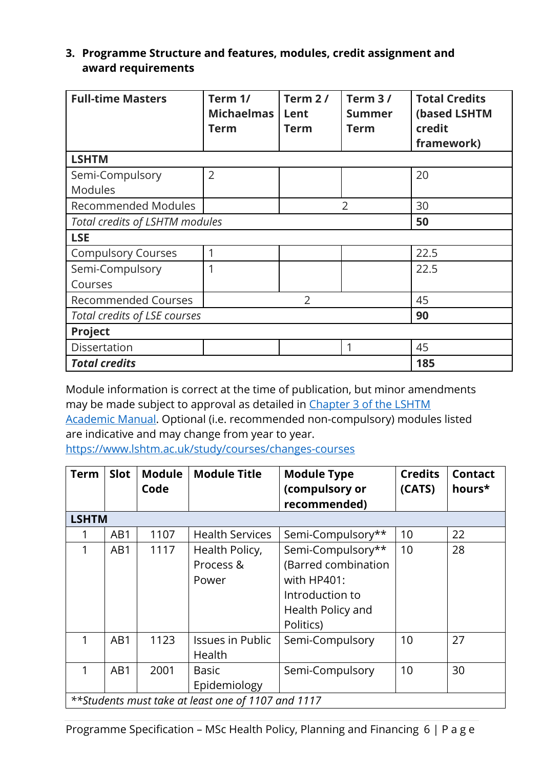### 3. Programme Structure and features, modules, credit assignment and award requirements

| Full-time Masters | Term 1/ Michaelmas Term | Term 2 / Lent Term | Term 3 / Summer Term | Total Credits (based LSHTM credit framework) |
|---|---|---|---|---|
| **LSHTM** | | | | |
| Semi-Compulsory Modules | 2 | | | 20 |
| Recommended Modules | | 2 | | 30 |
| *Total credits of LSHTM modules* | | | | **50** |
| **LSE** | | | | |
| Compulsory Courses | 1 | | | 22.5 |
| Semi-Compulsory Courses | 1 | | | 22.5 |
| Recommended Courses | 2 | | | 45 |
| *Total credits of LSE courses* | | | | **90** |
| **Project** | | | | |
| Dissertation | | | 1 | 45 |
| ***Total credits*** | | | | **185** |

Module information is correct at the time of publication, but minor amendments may be made subject to approval as detailed in [Chapter 3 of the LSHTM Academic Manual](). Optional (i.e. recommended non-compulsory) modules listed are indicative and may change from year to year.
https://www.lshtm.ac.uk/study/courses/changes-courses

| Term | Slot | Module Code | Module Title | Module Type (compulsory or recommended) | Credits (CATS) | Contact hours* |
|---|---|---|---|---|---|---|
| **LSHTM** | | | | | | |
| 1 | AB1 | 1107 | Health Services | Semi-Compulsory** | 10 | 22 |
| 1 | AB1 | 1117 | Health Policy, Process & Power | Semi-Compulsory** (Barred combination with HP401: Introduction to Health Policy and Politics) | 10 | 28 |
| 1 | AB1 | 1123 | Issues in Public Health | Semi-Compulsory | 10 | 27 |
| 1 | AB1 | 2001 | Basic Epidemiology | Semi-Compulsory | 10 | 30 |
| ***Students must take at least one of 1107 and 1117* | | | | | | |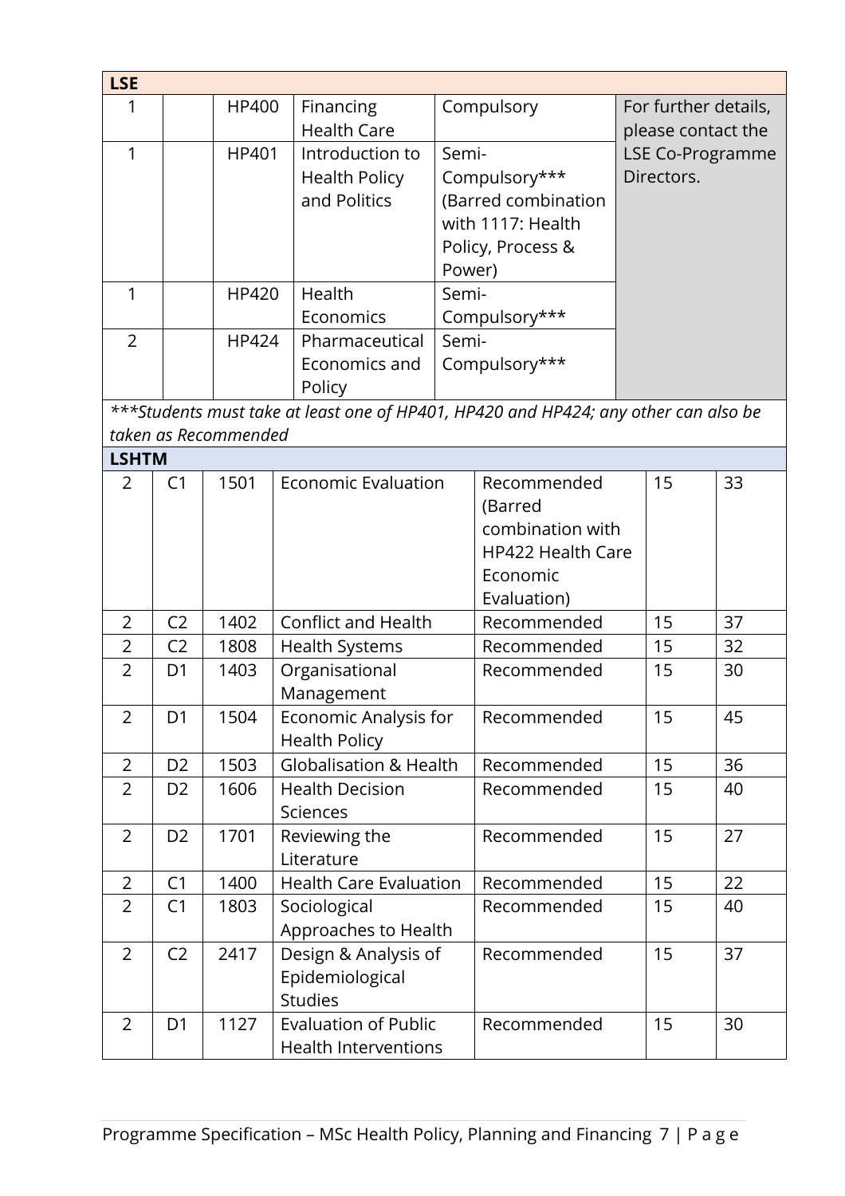| LSE | | | | | | |
|---|---|---|---|---|---|---|
| 1 | | HP400 | Financing Health Care | Compulsory | For further details, please contact the LSE Co-Programme Directors. | |
| 1 | | HP401 | Introduction to Health Policy and Politics | Semi-Compulsory*** (Barred combination with 1117: Health Policy, Process & Power) | | |
| 1 | | HP420 | Health Economics | Semi-Compulsory*** | | |
| 2 | | HP424 | Pharmaceutical Economics and Policy | Semi-Compulsory*** | | |
| ***Students must take at least one of HP401, HP420 and HP424; any other can also be taken as Recommended | | | | | | |
| **LSHTM** | | | | | | |
| 2 | C1 | 1501 | Economic Evaluation | Recommended (Barred combination with HP422 Health Care Economic Evaluation) | 15 | 33 |
| 2 | C2 | 1402 | Conflict and Health | Recommended | 15 | 37 |
| 2 | C2 | 1808 | Health Systems | Recommended | 15 | 32 |
| 2 | D1 | 1403 | Organisational Management | Recommended | 15 | 30 |
| 2 | D1 | 1504 | Economic Analysis for Health Policy | Recommended | 15 | 45 |
| 2 | D2 | 1503 | Globalisation & Health | Recommended | 15 | 36 |
| 2 | D2 | 1606 | Health Decision Sciences | Recommended | 15 | 40 |
| 2 | D2 | 1701 | Reviewing the Literature | Recommended | 15 | 27 |
| 2 | C1 | 1400 | Health Care Evaluation | Recommended | 15 | 22 |
| 2 | C1 | 1803 | Sociological Approaches to Health | Recommended | 15 | 40 |
| 2 | C2 | 2417 | Design & Analysis of Epidemiological Studies | Recommended | 15 | 37 |
| 2 | D1 | 1127 | Evaluation of Public Health Interventions | Recommended | 15 | 30 |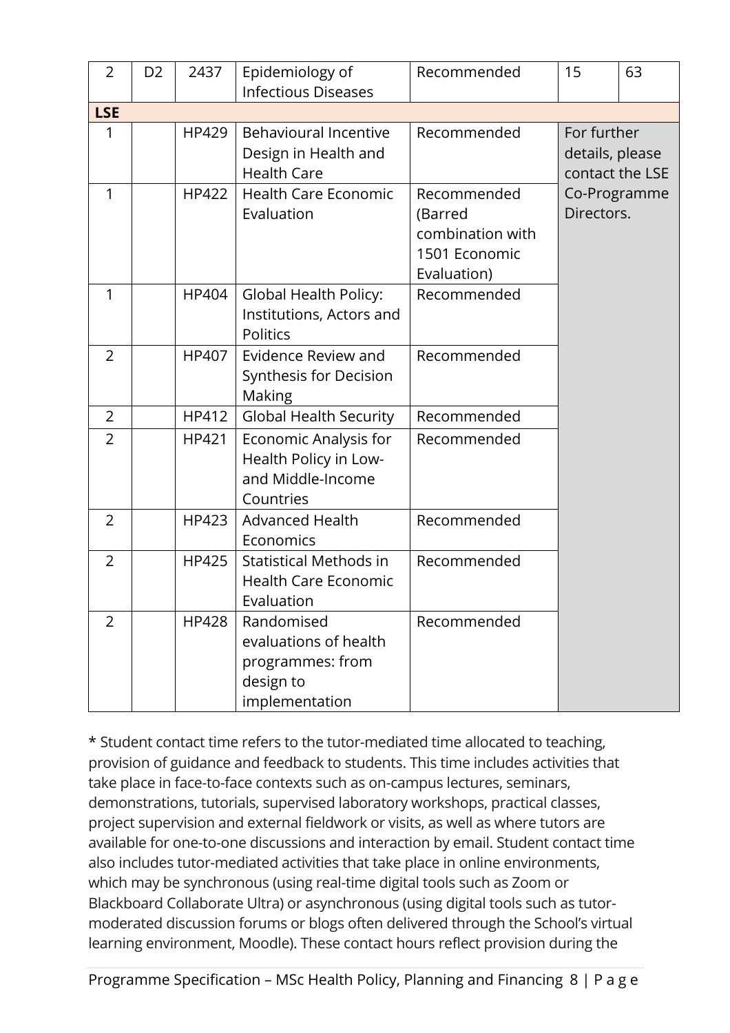| | | | | | | |
|---|---|---|---|---|---|---|
| 2 | D2 | 2437 | Epidemiology of Infectious Diseases | Recommended | 15 | 63 |
| **LSE** | | | | | | |
| 1 | | HP429 | Behavioural Incentive Design in Health and Health Care | Recommended | For further details, please contact the LSE Co-Programme Directors. | |
| 1 | | HP422 | Health Care Economic Evaluation | Recommended (Barred combination with 1501 Economic Evaluation) | | |
| 1 | | HP404 | Global Health Policy: Institutions, Actors and Politics | Recommended | | |
| 2 | | HP407 | Evidence Review and Synthesis for Decision Making | Recommended | | |
| 2 | | HP412 | Global Health Security | Recommended | | |
| 2 | | HP421 | Economic Analysis for Health Policy in Low- and Middle-Income Countries | Recommended | | |
| 2 | | HP423 | Advanced Health Economics | Recommended | | |
| 2 | | HP425 | Statistical Methods in Health Care Economic Evaluation | Recommended | | |
| 2 | | HP428 | Randomised evaluations of health programmes: from design to implementation | Recommended | | |

* Student contact time refers to the tutor-mediated time allocated to teaching, provision of guidance and feedback to students. This time includes activities that take place in face-to-face contexts such as on-campus lectures, seminars, demonstrations, tutorials, supervised laboratory workshops, practical classes, project supervision and external fieldwork or visits, as well as where tutors are available for one-to-one discussions and interaction by email. Student contact time also includes tutor-mediated activities that take place in online environments, which may be synchronous (using real-time digital tools such as Zoom or Blackboard Collaborate Ultra) or asynchronous (using digital tools such as tutor-moderated discussion forums or blogs often delivered through the School's virtual learning environment, Moodle). These contact hours reflect provision during the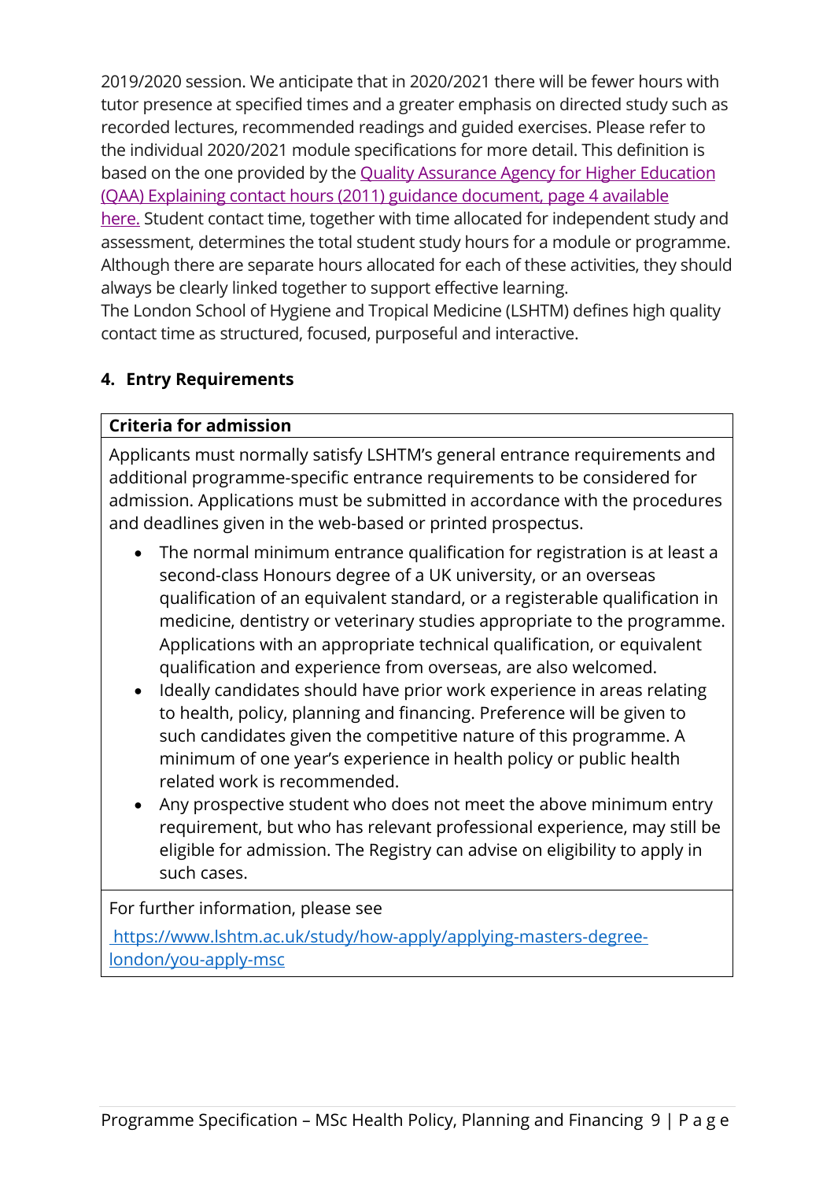2019/2020 session. We anticipate that in 2020/2021 there will be fewer hours with tutor presence at specified times and a greater emphasis on directed study such as recorded lectures, recommended readings and guided exercises. Please refer to the individual 2020/2021 module specifications for more detail. This definition is based on the one provided by the [Quality Assurance Agency for Higher Education (QAA) Explaining contact hours (2011) guidance document, page 4 available here.]() Student contact time, together with time allocated for independent study and assessment, determines the total student study hours for a module or programme. Although there are separate hours allocated for each of these activities, they should always be clearly linked together to support effective learning.
The London School of Hygiene and Tropical Medicine (LSHTM) defines high quality contact time as structured, focused, purposeful and interactive.

## 4. Entry Requirements

| **Criteria for admission** |
|---|
| Applicants must normally satisfy LSHTM's general entrance requirements and additional programme-specific entrance requirements to be considered for admission. Applications must be submitted in accordance with the procedures and deadlines given in the web-based or printed prospectus.<br><br>• The normal minimum entrance qualification for registration is at least a second-class Honours degree of a UK university, or an overseas qualification of an equivalent standard, or a registerable qualification in medicine, dentistry or veterinary studies appropriate to the programme. Applications with an appropriate technical qualification, or equivalent qualification and experience from overseas, are also welcomed.<br>• Ideally candidates should have prior work experience in areas relating to health, policy, planning and financing. Preference will be given to such candidates given the competitive nature of this programme. A minimum of one year's experience in health policy or public health related work is recommended.<br>• Any prospective student who does not meet the above minimum entry requirement, but who has relevant professional experience, may still be eligible for admission. The Registry can advise on eligibility to apply in such cases. |
| For further information, please see<br>https://www.lshtm.ac.uk/study/how-apply/applying-masters-degree-london/you-apply-msc |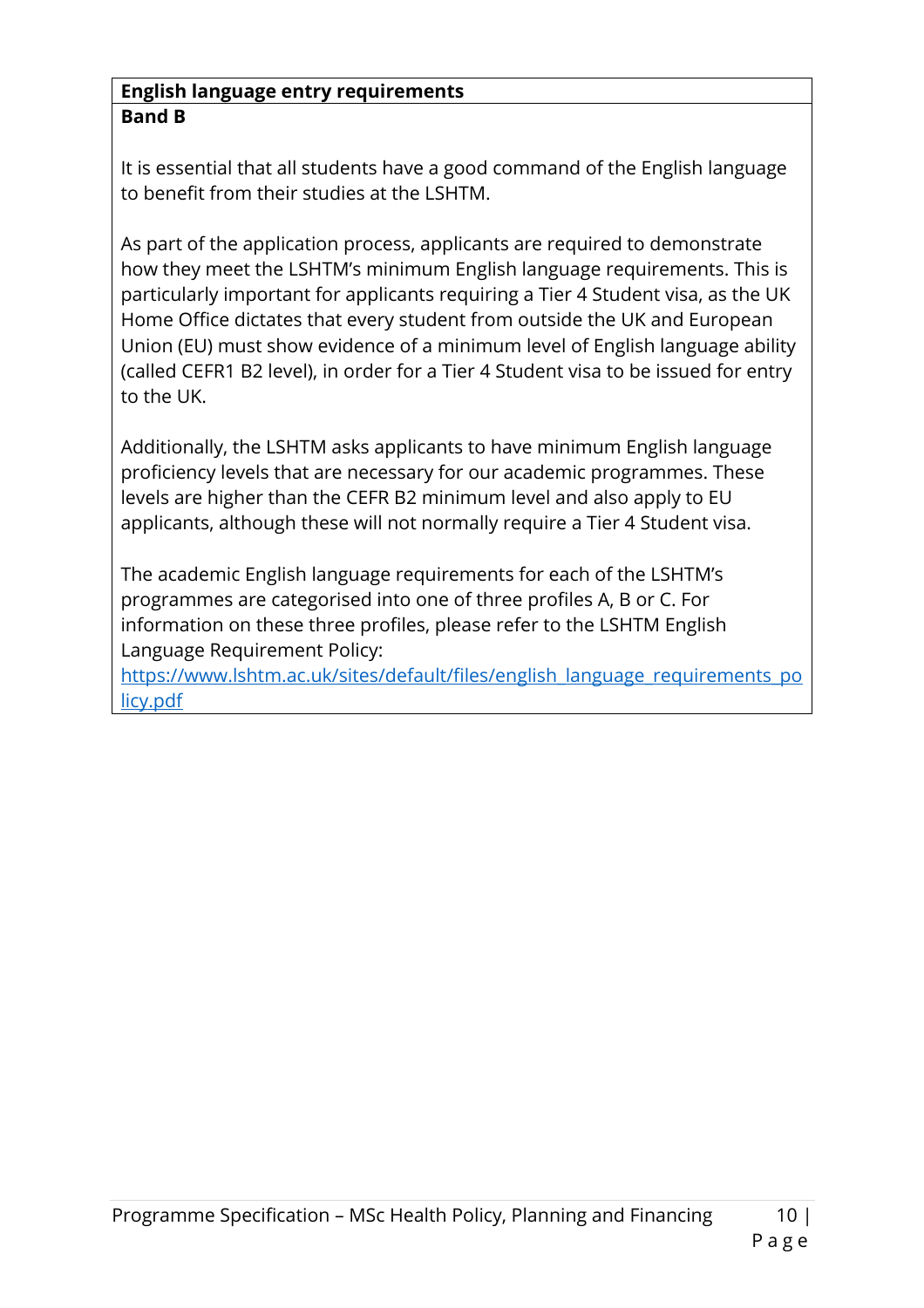| **English language entry requirements** |
| --- |
| **Band B**<br><br>It is essential that all students have a good command of the English language to benefit from their studies at the LSHTM.<br><br>As part of the application process, applicants are required to demonstrate how they meet the LSHTM's minimum English language requirements. This is particularly important for applicants requiring a Tier 4 Student visa, as the UK Home Office dictates that every student from outside the UK and European Union (EU) must show evidence of a minimum level of English language ability (called CEFR1 B2 level), in order for a Tier 4 Student visa to be issued for entry to the UK.<br><br>Additionally, the LSHTM asks applicants to have minimum English language proficiency levels that are necessary for our academic programmes. These levels are higher than the CEFR B2 minimum level and also apply to EU applicants, although these will not normally require a Tier 4 Student visa.<br><br>The academic English language requirements for each of the LSHTM's programmes are categorised into one of three profiles A, B or C. For information on these three profiles, please refer to the LSHTM English Language Requirement Policy: [https://www.lshtm.ac.uk/sites/default/files/english_language_requirements_policy.pdf](https://www.lshtm.ac.uk/sites/default/files/english_language_requirements_policy.pdf) |